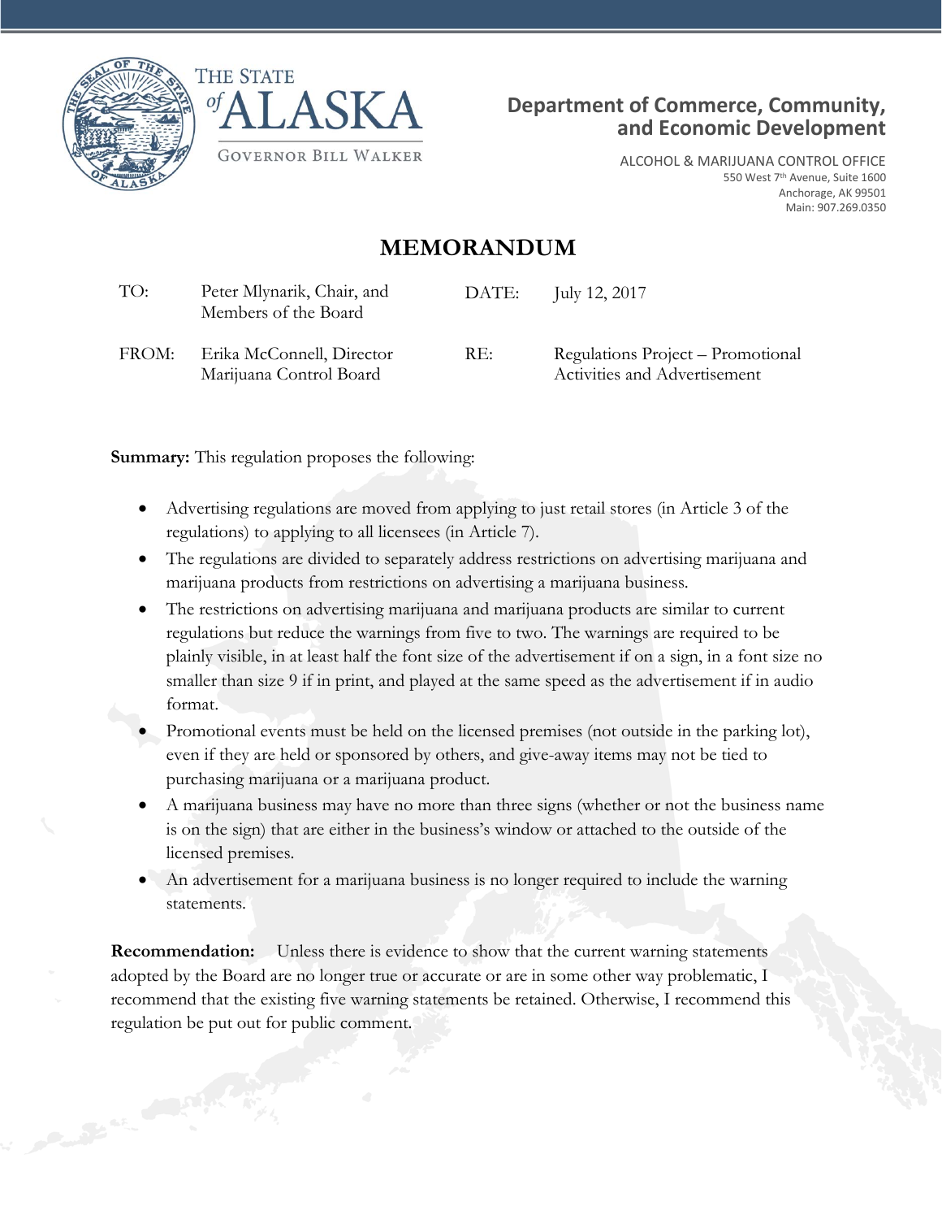THE STATE of ALASKA

GOVERNOR BILL WALKER

**Department of Commerce, Community, and Economic Development**

ALCOHOL & MARIJUANA CONTROL OFFICE
550 West 7th Avenue, Suite 1600
Anchorage, AK 99501
Main: 907.269.0350

# MEMORANDUM

| | | | |
|---|---|---|---|
| TO: | Peter Mlynarik, Chair, and Members of the Board | DATE: | July 12, 2017 |
| FROM: | Erika McConnell, Director Marijuana Control Board | RE: | Regulations Project – Promotional Activities and Advertisement |

**Summary:** This regulation proposes the following:

- Advertising regulations are moved from applying to just retail stores (in Article 3 of the regulations) to applying to all licensees (in Article 7).
- The regulations are divided to separately address restrictions on advertising marijuana and marijuana products from restrictions on advertising a marijuana business.
- The restrictions on advertising marijuana and marijuana products are similar to current regulations but reduce the warnings from five to two. The warnings are required to be plainly visible, in at least half the font size of the advertisement if on a sign, in a font size no smaller than size 9 if in print, and played at the same speed as the advertisement if in audio format.
- Promotional events must be held on the licensed premises (not outside in the parking lot), even if they are held or sponsored by others, and give-away items may not be tied to purchasing marijuana or a marijuana product.
- A marijuana business may have no more than three signs (whether or not the business name is on the sign) that are either in the business's window or attached to the outside of the licensed premises.
- An advertisement for a marijuana business is no longer required to include the warning statements.

**Recommendation:** Unless there is evidence to show that the current warning statements adopted by the Board are no longer true or accurate or are in some other way problematic, I recommend that the existing five warning statements be retained. Otherwise, I recommend this regulation be put out for public comment.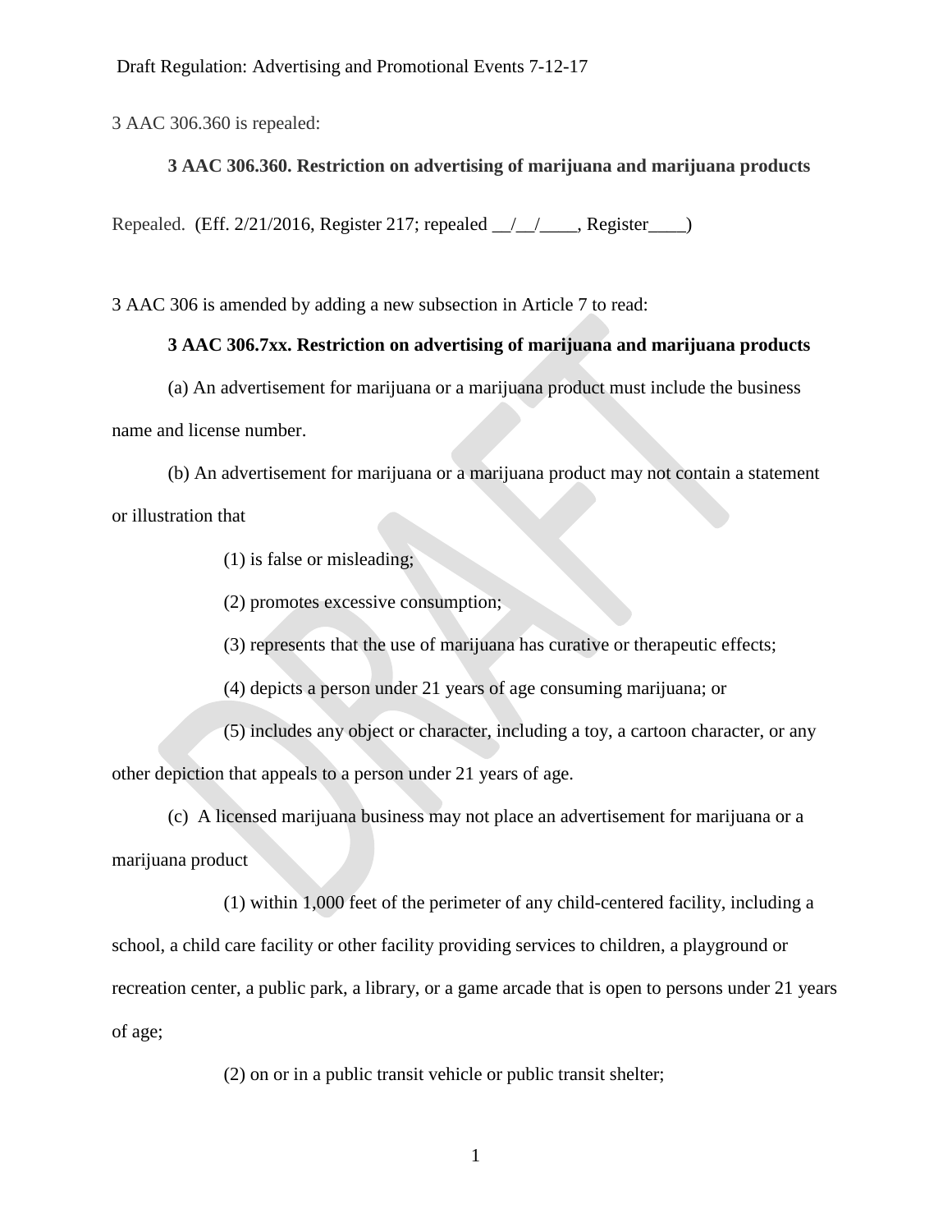3 AAC 306.360 is repealed:

**3 AAC 306.360. Restriction on advertising of marijuana and marijuana products**

Repealed. (Eff. 2/21/2016, Register 217; repealed __/__/____, Register____)

3 AAC 306 is amended by adding a new subsection in Article 7 to read:

**3 AAC 306.7xx. Restriction on advertising of marijuana and marijuana products**

(a) An advertisement for marijuana or a marijuana product must include the business name and license number.

(b) An advertisement for marijuana or a marijuana product may not contain a statement or illustration that

(1) is false or misleading;

(2) promotes excessive consumption;

(3) represents that the use of marijuana has curative or therapeutic effects;

(4) depicts a person under 21 years of age consuming marijuana; or

(5) includes any object or character, including a toy, a cartoon character, or any other depiction that appeals to a person under 21 years of age.

(c) A licensed marijuana business may not place an advertisement for marijuana or a marijuana product

(1) within 1,000 feet of the perimeter of any child-centered facility, including a school, a child care facility or other facility providing services to children, a playground or recreation center, a public park, a library, or a game arcade that is open to persons under 21 years of age;

(2) on or in a public transit vehicle or public transit shelter;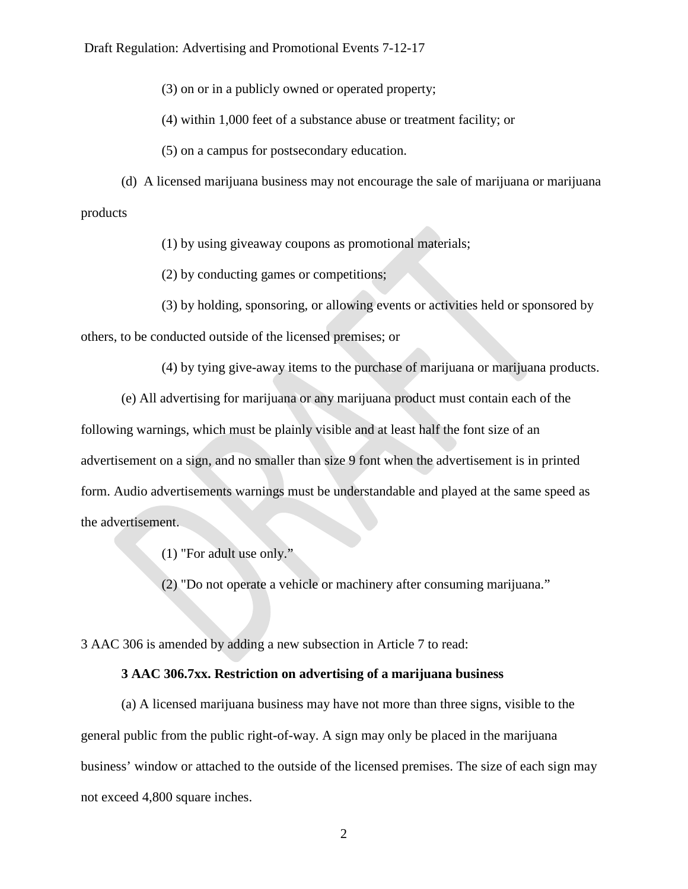(3) on or in a publicly owned or operated property;

(4) within 1,000 feet of a substance abuse or treatment facility; or

(5) on a campus for postsecondary education.

(d) A licensed marijuana business may not encourage the sale of marijuana or marijuana products

(1) by using giveaway coupons as promotional materials;

(2) by conducting games or competitions;

(3) by holding, sponsoring, or allowing events or activities held or sponsored by others, to be conducted outside of the licensed premises; or

(4) by tying give-away items to the purchase of marijuana or marijuana products.

(e) All advertising for marijuana or any marijuana product must contain each of the following warnings, which must be plainly visible and at least half the font size of an advertisement on a sign, and no smaller than size 9 font when the advertisement is in printed form. Audio advertisements warnings must be understandable and played at the same speed as the advertisement.

(1) "For adult use only."

(2) "Do not operate a vehicle or machinery after consuming marijuana."

3 AAC 306 is amended by adding a new subsection in Article 7 to read:

**3 AAC 306.7xx. Restriction on advertising of a marijuana business**

(a) A licensed marijuana business may have not more than three signs, visible to the general public from the public right-of-way. A sign may only be placed in the marijuana business' window or attached to the outside of the licensed premises. The size of each sign may not exceed 4,800 square inches.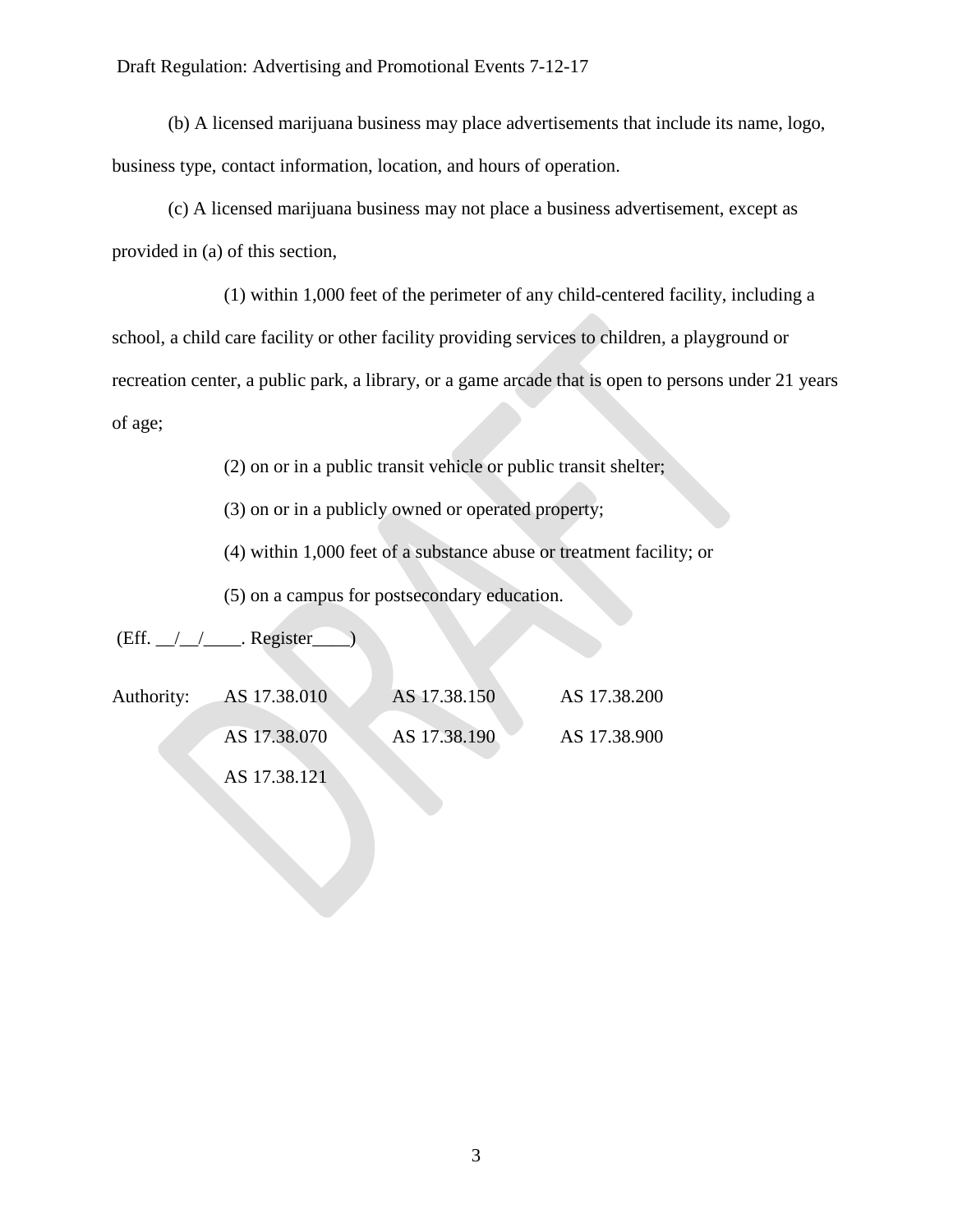(b) A licensed marijuana business may place advertisements that include its name, logo, business type, contact information, location, and hours of operation.

(c) A licensed marijuana business may not place a business advertisement, except as provided in (a) of this section,

(1) within 1,000 feet of the perimeter of any child-centered facility, including a school, a child care facility or other facility providing services to children, a playground or recreation center, a public park, a library, or a game arcade that is open to persons under 21 years of age;

(2) on or in a public transit vehicle or public transit shelter;

(3) on or in a publicly owned or operated property;

(4) within 1,000 feet of a substance abuse or treatment facility; or

(5) on a campus for postsecondary education.

(Eff. __/__/____. Register____)

| | | | |
|---|---|---|---|
| Authority: | AS 17.38.010 | AS 17.38.150 | AS 17.38.200 |
| | AS 17.38.070 | AS 17.38.190 | AS 17.38.900 |
| | AS 17.38.121 | | |